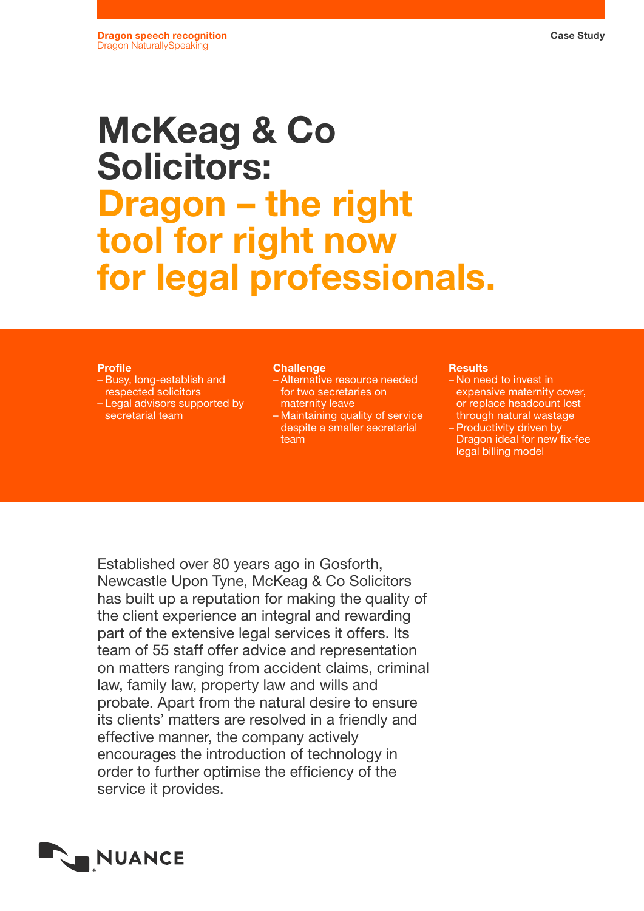**Dragon speech recognition**
Dragon NaturallySpeaking

Case Study

# McKeag & Co Solicitors: Dragon – the right tool for right now for legal professionals.

**Profile**

- Busy, long-establish and respected solicitors
- Legal advisors supported by secretarial team

**Challenge**

- Alternative resource needed for two secretaries on maternity leave
- Maintaining quality of service despite a smaller secretarial team

**Results**

- No need to invest in expensive maternity cover, or replace headcount lost through natural wastage
- Productivity driven by Dragon ideal for new fix-fee legal billing model

Established over 80 years ago in Gosforth, Newcastle Upon Tyne, McKeag & Co Solicitors has built up a reputation for making the quality of the client experience an integral and rewarding part of the extensive legal services it offers. Its team of 55 staff offer advice and representation on matters ranging from accident claims, criminal law, family law, property law and wills and probate. Apart from the natural desire to ensure its clients' matters are resolved in a friendly and effective manner, the company actively encourages the introduction of technology in order to further optimise the efficiency of the service it provides.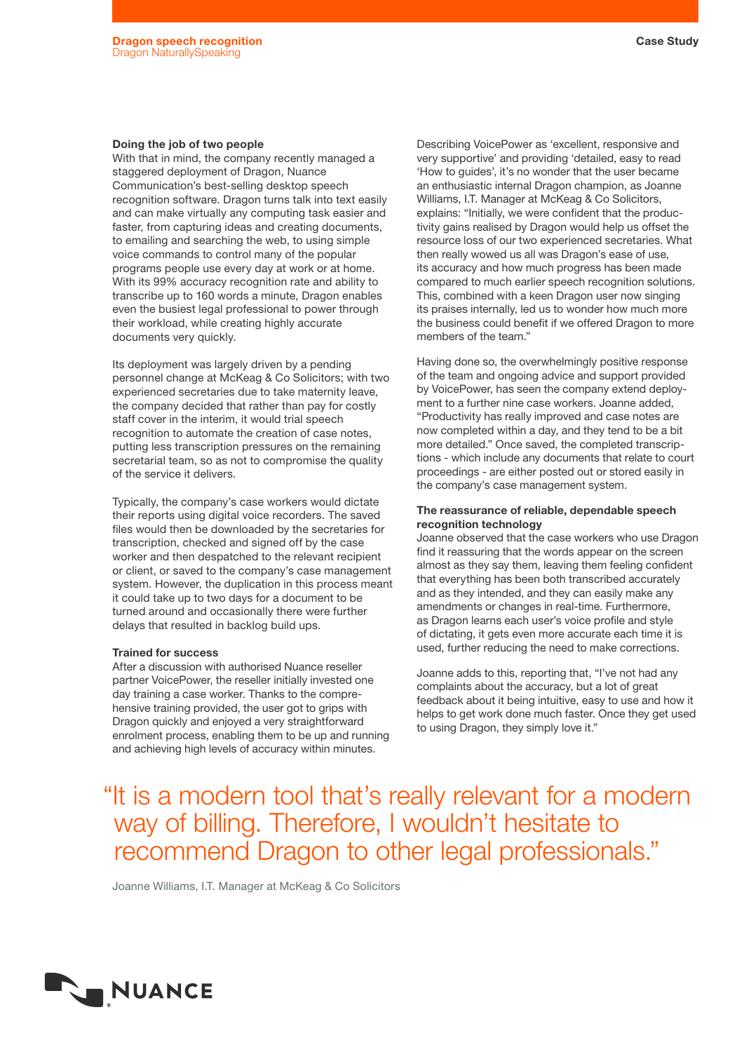### Doing the job of two people

With that in mind, the company recently managed a staggered deployment of Dragon, Nuance Communication's best-selling desktop speech recognition software. Dragon turns talk into text easily and can make virtually any computing task easier and faster, from capturing ideas and creating documents, to emailing and searching the web, to using simple voice commands to control many of the popular programs people use every day at work or at home. With its 99% accuracy recognition rate and ability to transcribe up to 160 words a minute, Dragon enables even the busiest legal professional to power through their workload, while creating highly accurate documents very quickly.

Its deployment was largely driven by a pending personnel change at McKeag & Co Solicitors; with two experienced secretaries due to take maternity leave, the company decided that rather than pay for costly staff cover in the interim, it would trial speech recognition to automate the creation of case notes, putting less transcription pressures on the remaining secretarial team, so as not to compromise the quality of the service it delivers.

Typically, the company's case workers would dictate their reports using digital voice recorders. The saved files would then be downloaded by the secretaries for transcription, checked and signed off by the case worker and then despatched to the relevant recipient or client, or saved to the company's case management system. However, the duplication in this process meant it could take up to two days for a document to be turned around and occasionally there were further delays that resulted in backlog build ups.

### Trained for success

After a discussion with authorised Nuance reseller partner VoicePower, the reseller initially invested one day training a case worker. Thanks to the comprehensive training provided, the user got to grips with Dragon quickly and enjoyed a very straightforward enrolment process, enabling them to be up and running and achieving high levels of accuracy within minutes.

Describing VoicePower as 'excellent, responsive and very supportive' and providing 'detailed, easy to read 'How to guides', it's no wonder that the user became an enthusiastic internal Dragon champion, as Joanne Williams, I.T. Manager at McKeag & Co Solicitors, explains: "Initially, we were confident that the productivity gains realised by Dragon would help us offset the resource loss of our two experienced secretaries. What then really wowed us all was Dragon's ease of use, its accuracy and how much progress has been made compared to much earlier speech recognition solutions. This, combined with a keen Dragon user now singing its praises internally, led us to wonder how much more the business could benefit if we offered Dragon to more members of the team."

Having done so, the overwhelmingly positive response of the team and ongoing advice and support provided by VoicePower, has seen the company extend deployment to a further nine case workers. Joanne added, "Productivity has really improved and case notes are now completed within a day, and they tend to be a bit more detailed." Once saved, the completed transcriptions - which include any documents that relate to court proceedings - are either posted out or stored easily in the company's case management system.

### The reassurance of reliable, dependable speech recognition technology

Joanne observed that the case workers who use Dragon find it reassuring that the words appear on the screen almost as they say them, leaving them feeling confident that everything has been both transcribed accurately and as they intended, and they can easily make any amendments or changes in real-time. Furthermore, as Dragon learns each user's voice profile and style of dictating, it gets even more accurate each time it is used, further reducing the need to make corrections.

Joanne adds to this, reporting that, "I've not had any complaints about the accuracy, but a lot of great feedback about it being intuitive, easy to use and how it helps to get work done much faster. Once they get used to using Dragon, they simply love it."

> "It is a modern tool that's really relevant for a modern way of billing. Therefore, I wouldn't hesitate to recommend Dragon to other legal professionals."

Joanne Williams, I.T. Manager at McKeag & Co Solicitors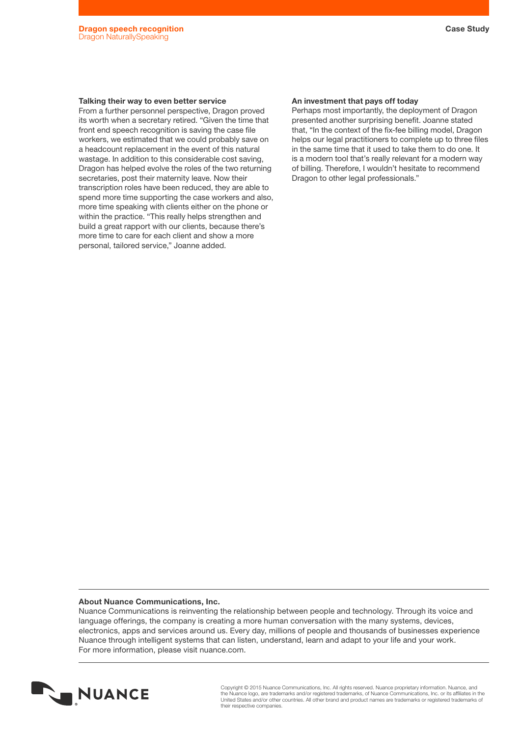### Talking their way to even better service

From a further personnel perspective, Dragon proved its worth when a secretary retired. “Given the time that front end speech recognition is saving the case file workers, we estimated that we could probably save on a headcount replacement in the event of this natural wastage. In addition to this considerable cost saving, Dragon has helped evolve the roles of the two returning secretaries, post their maternity leave. Now their transcription roles have been reduced, they are able to spend more time supporting the case workers and also, more time speaking with clients either on the phone or within the practice. “This really helps strengthen and build a great rapport with our clients, because there’s more time to care for each client and show a more personal, tailored service,” Joanne added.

### An investment that pays off today

Perhaps most importantly, the deployment of Dragon presented another surprising benefit. Joanne stated that, “In the context of the fix-fee billing model, Dragon helps our legal practitioners to complete up to three files in the same time that it used to take them to do one. It is a modern tool that’s really relevant for a modern way of billing. Therefore, I wouldn’t hesitate to recommend Dragon to other legal professionals.”

---

**About Nuance Communications, Inc.**

Nuance Communications is reinventing the relationship between people and technology. Through its voice and language offerings, the company is creating a more human conversation with the many systems, devices, electronics, apps and services around us. Every day, millions of people and thousands of businesses experience Nuance through intelligent systems that can listen, understand, learn and adapt to your life and your work. For more information, please visit nuance.com.

---

NUANCE

Copyright © 2015 Nuance Communications, Inc. All rights reserved. Nuance proprietary information. Nuance, and the Nuance logo, are trademarks and/or registered trademarks, of Nuance Communications, Inc. or its affiliates in the United States and/or other countries. All other brand and product names are trademarks or registered trademarks of their respective companies.